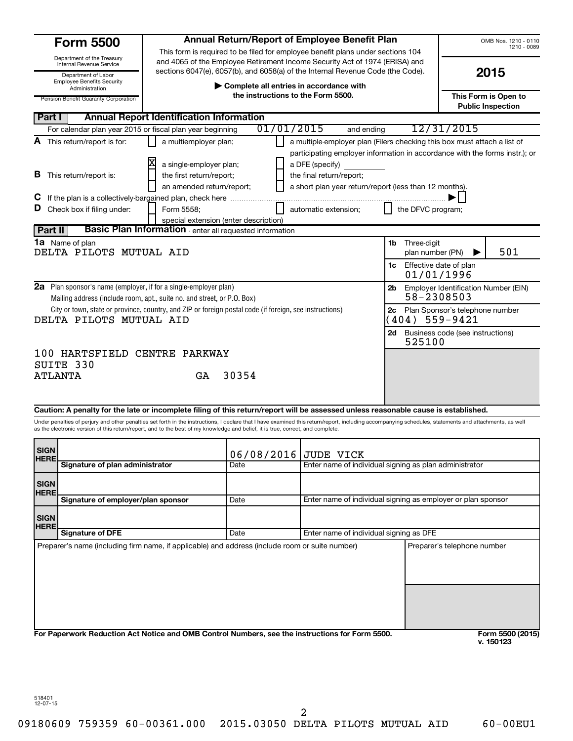# Form 5500

Department of the Treasury
Internal Revenue Service

Department of Labor
Employee Benefits Security Administration

Pension Benefit Guaranty Corporation

## Annual Return/Report of Employee Benefit Plan

This form is required to be filed for employee benefit plans under sections 104 and 4065 of the Employee Retirement Income Security Act of 1974 (ERISA) and sections 6047(e), 6057(b), and 6058(a) of the Internal Revenue Code (the Code).

▶ **Complete all entries in accordance with the instructions to the Form 5500.**

OMB Nos. 1210 - 0110
1210 - 0089

**2015**

**This Form is Open to Public Inspection**

## Part I — Annual Report Identification Information

For calendar plan year 2015 or fiscal plan year beginning 01/01/2015 and ending 12/31/2015

**A** This return/report is for:
- [ ] a multiemployer plan;
- [ ] a multiple-employer plan (Filers checking this box must attach a list of participating employer information in accordance with the forms instr.); or
- [X] a single-employer plan;
- [ ] a DFE (specify) ____

**B** This return/report is:
- [ ] the first return/report;
- [ ] the final return/report;
- [ ] an amended return/report;
- [ ] a short plan year return/report (less than 12 months).

**C** If the plan is a collectively-bargained plan, check here ▶ [ ]

**D** Check box if filing under:
- [ ] Form 5558;
- [ ] automatic extension;
- [ ] the DFVC program;
- [ ] special extension (enter description)

## Part II — Basic Plan Information - enter all requested information

**1a** Name of plan
DELTA PILOTS MUTUAL AID

**1b** Three-digit plan number (PN) ▶ 501

**1c** Effective date of plan
01/01/1996

**2a** Plan sponsor's name (employer, if for a single-employer plan)
Mailing address (include room, apt., suite no. and street, or P.O. Box)
City or town, state or province, country, and ZIP or foreign postal code (if foreign, see instructions)

DELTA PILOTS MUTUAL AID

100 HARTSFIELD CENTRE PARKWAY
SUITE 330
ATLANTA GA 30354

**2b** Employer Identification Number (EIN)
58-2308503

**2c** Plan Sponsor's telephone number
(404) 559-9421

**2d** Business code (see instructions)
525100

**Caution: A penalty for the late or incomplete filing of this return/report will be assessed unless reasonable cause is established.**

Under penalties of perjury and other penalties set forth in the instructions, I declare that I have examined this return/report, including accompanying schedules, statements and attachments, as well as the electronic version of this return/report, and to the best of my knowledge and belief, it is true, correct, and complete.

| | | Date | Name |
|---|---|---|---|
| SIGN HERE | Signature of plan administrator | 06/08/2016 | JUDE VICK — Enter name of individual signing as plan administrator |
| SIGN HERE | Signature of employer/plan sponsor | Date | Enter name of individual signing as employer or plan sponsor |
| SIGN HERE | Signature of DFE | Date | Enter name of individual signing as DFE |

Preparer's name (including firm name, if applicable) and address (include room or suite number)

Preparer's telephone number

**For Paperwork Reduction Act Notice and OMB Control Numbers, see the instructions for Form 5500.**

**Form 5500 (2015)**
**v. 150123**

518401
12-07-15

09180609 759359 60-00361.000 2015.03050 DELTA PILOTS MUTUAL AID 60-00EU1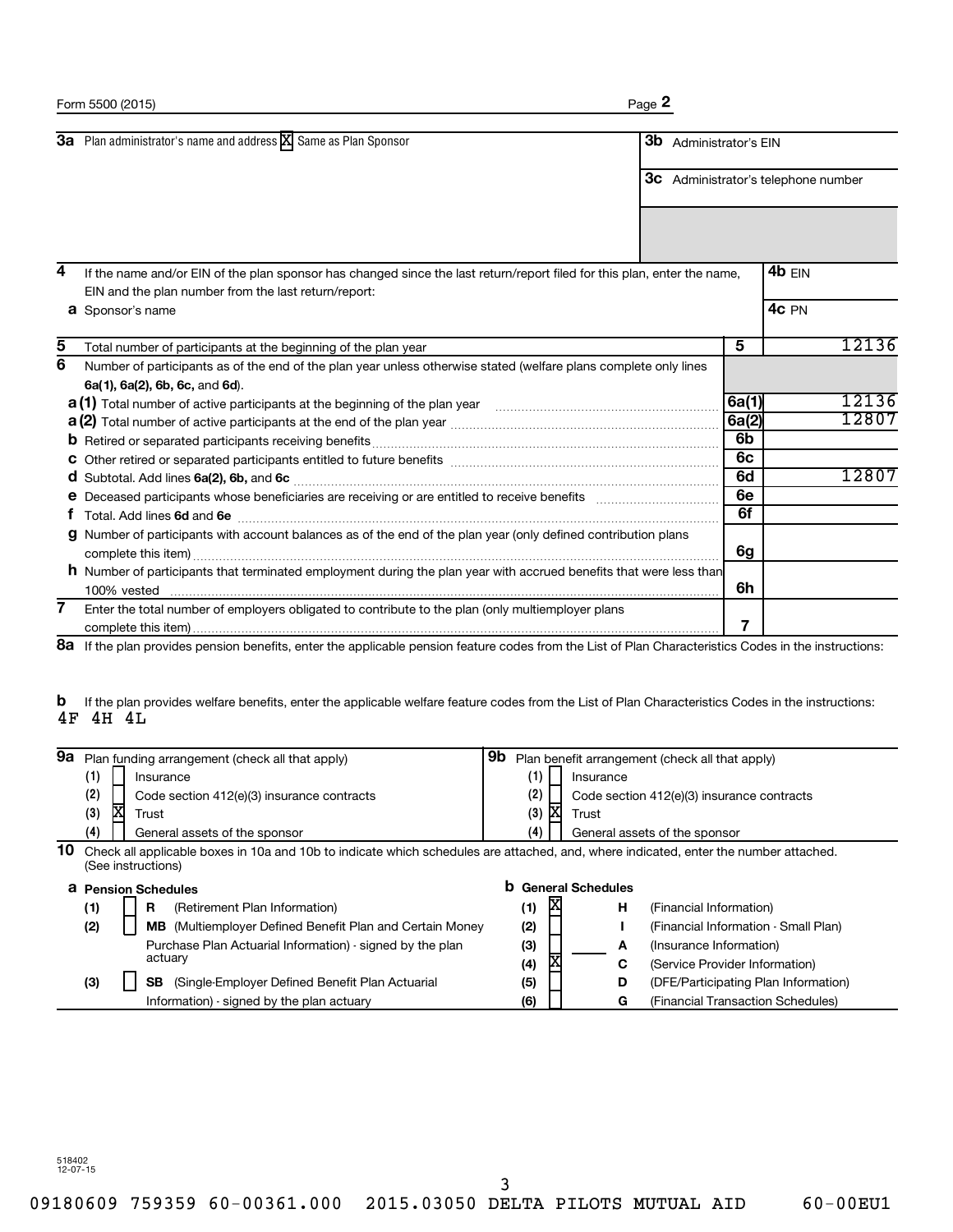Form 5500 (2015) Page **2**

| | |
|---|---|
| **3a** Plan administrator's name and address [X] Same as Plan Sponsor | **3b** Administrator's EIN |
| | **3c** Administrator's telephone number |

| | | | |
|---|---|---|---|
| **4** | If the name and/or EIN of the plan sponsor has changed since the last return/report filed for this plan, enter the name, EIN and the plan number from the last return/report: | **4b** EIN | |
| **a** | Sponsor's name | **4c** PN | |
| **5** | Total number of participants at the beginning of the plan year | **5** | 12136 |
| **6** | Number of participants as of the end of the plan year unless otherwise stated (welfare plans complete only lines **6a(1), 6a(2), 6b, 6c,** and **6d**). | | |
| **a (1)** | Total number of active participants at the beginning of the plan year | **6a(1)** | 12136 |
| **a (2)** | Total number of active participants at the end of the plan year | **6a(2)** | 12807 |
| **b** | Retired or separated participants receiving benefits | **6b** | |
| **c** | Other retired or separated participants entitled to future benefits | **6c** | |
| **d** | Subtotal. Add lines **6a(2), 6b,** and **6c** | **6d** | 12807 |
| **e** | Deceased participants whose beneficiaries are receiving or are entitled to receive benefits | **6e** | |
| **f** | Total. Add lines **6d** and **6e** | **6f** | |
| **g** | Number of participants with account balances as of the end of the plan year (only defined contribution plans complete this item) | **6g** | |
| **h** | Number of participants that terminated employment during the plan year with accrued benefits that were less than 100% vested | **6h** | |
| **7** | Enter the total number of employers obligated to contribute to the plan (only multiemployer plans complete this item) | **7** | |

**8a** If the plan provides pension benefits, enter the applicable pension feature codes from the List of Plan Characteristics Codes in the instructions:

**b** If the plan provides welfare benefits, enter the applicable welfare feature codes from the List of Plan Characteristics Codes in the instructions:
4F 4H 4L

| **9a** Plan funding arrangement (check all that apply) | **9b** Plan benefit arrangement (check all that apply) |
|---|---|
| (1) [ ] Insurance | (1) [ ] Insurance |
| (2) [ ] Code section 412(e)(3) insurance contracts | (2) [ ] Code section 412(e)(3) insurance contracts |
| (3) [X] Trust | (3) [X] Trust |
| (4) [ ] General assets of the sponsor | (4) [ ] General assets of the sponsor |

**10** Check all applicable boxes in 10a and 10b to indicate which schedules are attached, and, where indicated, enter the number attached. (See instructions)

| **a Pension Schedules** | **b General Schedules** |
|---|---|
| (1) [ ] **R** (Retirement Plan Information) | (1) [X] **H** (Financial Information) |
| (2) [ ] **MB** (Multiemployer Defined Benefit Plan and Certain Money Purchase Plan Actuarial Information) - signed by the plan actuary | (2) [ ] **I** (Financial Information - Small Plan) |
| | (3) [ ] ____ **A** (Insurance Information) |
| | (4) [X] **C** (Service Provider Information) |
| (3) [ ] **SB** (Single-Employer Defined Benefit Plan Actuarial Information) - signed by the plan actuary | (5) [ ] **D** (DFE/Participating Plan Information) |
| | (6) [ ] **G** (Financial Transaction Schedules) |

518402
12-07-15

09180609 759359 60-00361.000 2015.03050 DELTA PILOTS MUTUAL AID 60-00EU1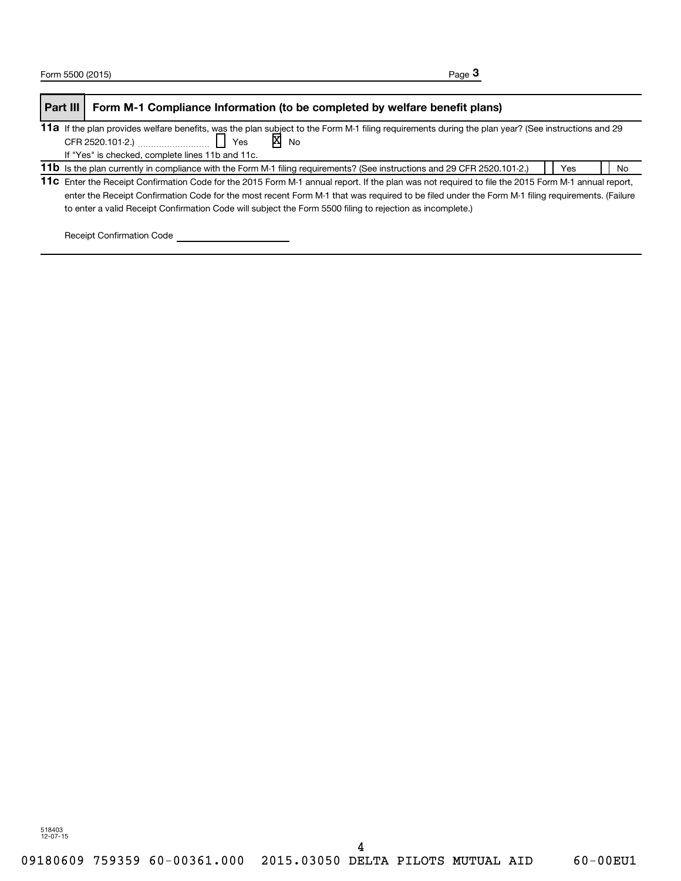## Part III Form M-1 Compliance Information (to be completed by welfare benefit plans)

**11a** If the plan provides welfare benefits, was the plan subject to the Form M-1 filing requirements during the plan year? (See instructions and 29 CFR 2520.101-2.) ☐ Yes ☒ No

If "Yes" is checked, complete lines 11b and 11c.

**11b** Is the plan currently in compliance with the Form M-1 filing requirements? (See instructions and 29 CFR 2520.101-2.) ☐ Yes ☐ No

**11c** Enter the Receipt Confirmation Code for the 2015 Form M-1 annual report. If the plan was not required to file the 2015 Form M-1 annual report, enter the Receipt Confirmation Code for the most recent Form M-1 that was required to be filed under the Form M-1 filing requirements. (Failure to enter a valid Receipt Confirmation Code will subject the Form 5500 filing to rejection as incomplete.)

Receipt Confirmation Code ______________________

518403
12-07-15

09180609 759359 60-00361.000 2015.03050 DELTA PILOTS MUTUAL AID 60-00EU1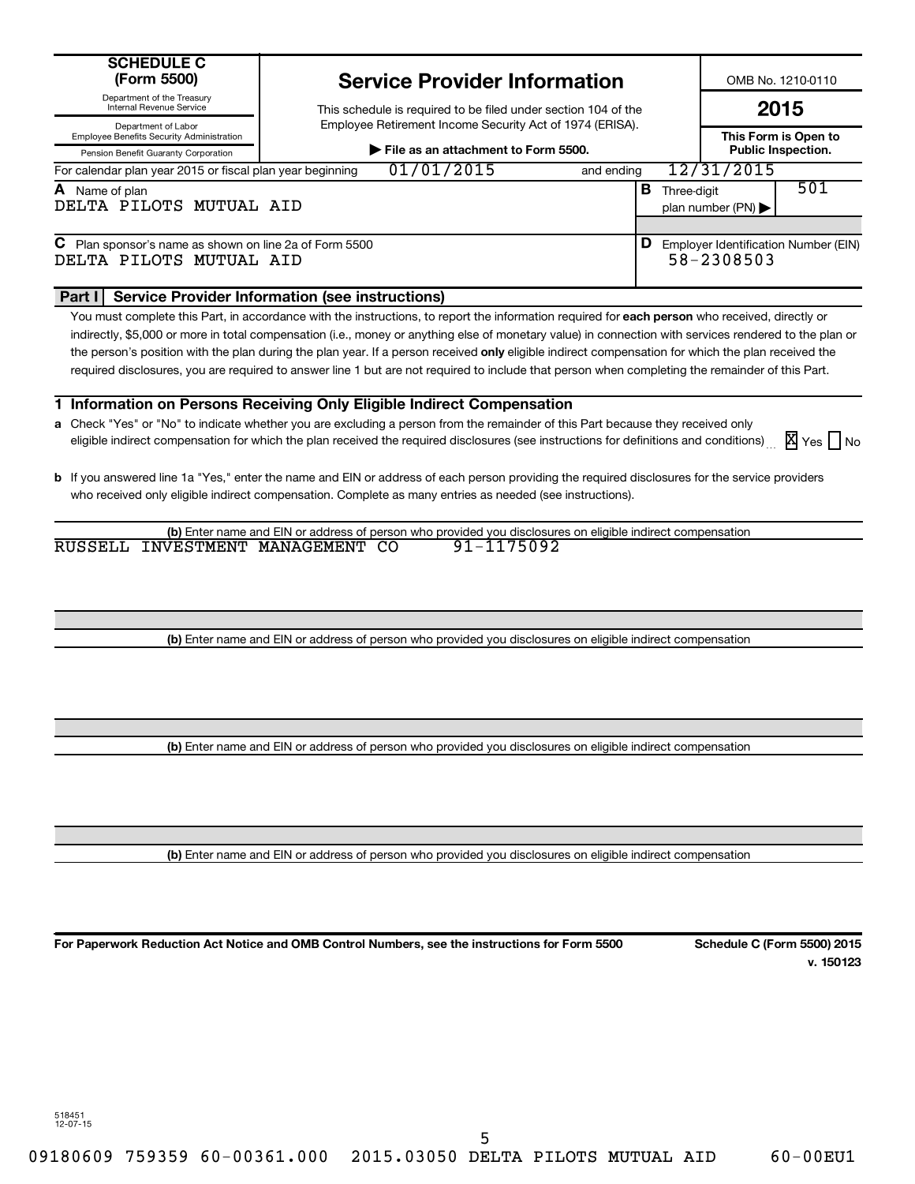**SCHEDULE C (Form 5500)**

Department of the Treasury
Internal Revenue Service

Department of Labor
Employee Benefits Security Administration

Pension Benefit Guaranty Corporation

# Service Provider Information

This schedule is required to be filed under section 104 of the Employee Retirement Income Security Act of 1974 (ERISA).

▶ **File as an attachment to Form 5500.**

OMB No. 1210-0110

**2015**

**This Form is Open to Public Inspection.**

For calendar plan year 2015 or fiscal plan year beginning 01/01/2015 and ending 12/31/2015

**A** Name of plan
DELTA PILOTS MUTUAL AID

**B** Three-digit plan number (PN) ▶ 501

**C** Plan sponsor's name as shown on line 2a of Form 5500
DELTA PILOTS MUTUAL AID

**D** Employer Identification Number (EIN)
58-2308503

## Part I Service Provider Information (see instructions)

You must complete this Part, in accordance with the instructions, to report the information required for **each person** who received, directly or indirectly, $5,000 or more in total compensation (i.e., money or anything else of monetary value) in connection with services rendered to the plan or the person's position with the plan during the plan year. If a person received **only** eligible indirect compensation for which the plan received the required disclosures, you are required to answer line 1 but are not required to include that person when completing the remainder of this Part.

### 1 Information on Persons Receiving Only Eligible Indirect Compensation

**a** Check "Yes" or "No" to indicate whether you are excluding a person from the remainder of this Part because they received only eligible indirect compensation for which the plan received the required disclosures (see instructions for definitions and conditions) ... [X] Yes [ ] No

**b** If you answered line 1a "Yes," enter the name and EIN or address of each person providing the required disclosures for the service providers who received only eligible indirect compensation. Complete as many entries as needed (see instructions).

**(b)** Enter name and EIN or address of person who provided you disclosures on eligible indirect compensation

RUSSELL INVESTMENT MANAGEMENT CO 91-1175092

**(b)** Enter name and EIN or address of person who provided you disclosures on eligible indirect compensation

**(b)** Enter name and EIN or address of person who provided you disclosures on eligible indirect compensation

**(b)** Enter name and EIN or address of person who provided you disclosures on eligible indirect compensation

**For Paperwork Reduction Act Notice and OMB Control Numbers, see the instructions for Form 5500**

**Schedule C (Form 5500) 2015**
**v. 150123**

518451
12-07-15

09180609 759359 60-00361.000 2015.03050 DELTA PILOTS MUTUAL AID 60-00EU1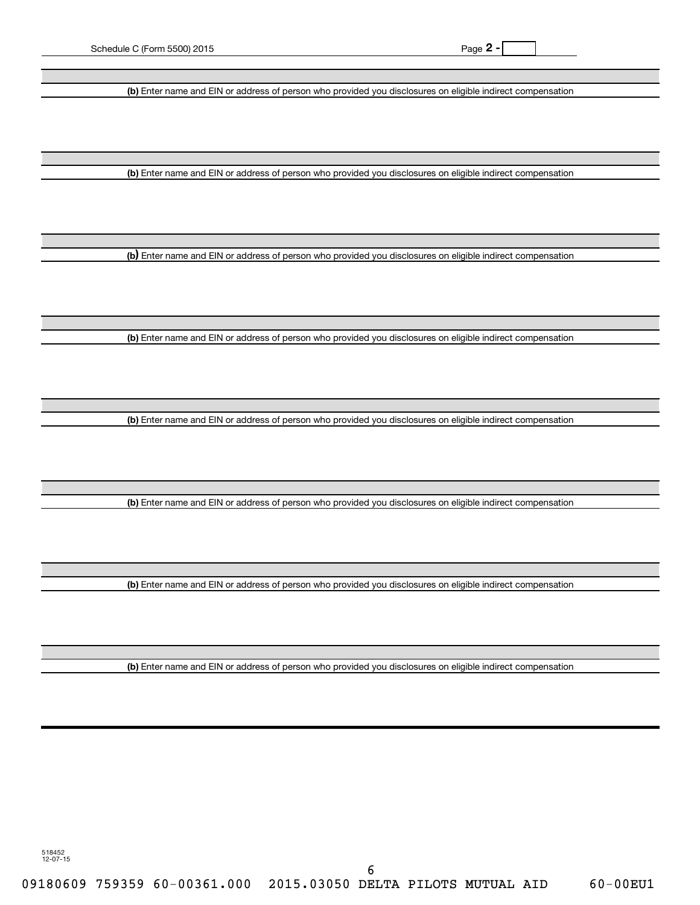Schedule C (Form 5500) 2015 Page **2 -**

**(b)** Enter name and EIN or address of person who provided you disclosures on eligible indirect compensation

**(b)** Enter name and EIN or address of person who provided you disclosures on eligible indirect compensation

**(b)** Enter name and EIN or address of person who provided you disclosures on eligible indirect compensation

**(b)** Enter name and EIN or address of person who provided you disclosures on eligible indirect compensation

**(b)** Enter name and EIN or address of person who provided you disclosures on eligible indirect compensation

**(b)** Enter name and EIN or address of person who provided you disclosures on eligible indirect compensation

**(b)** Enter name and EIN or address of person who provided you disclosures on eligible indirect compensation

**(b)** Enter name and EIN or address of person who provided you disclosures on eligible indirect compensation

518452
12-07-15

09180609 759359 60-00361.000 2015.03050 DELTA PILOTS MUTUAL AID 60-00EU1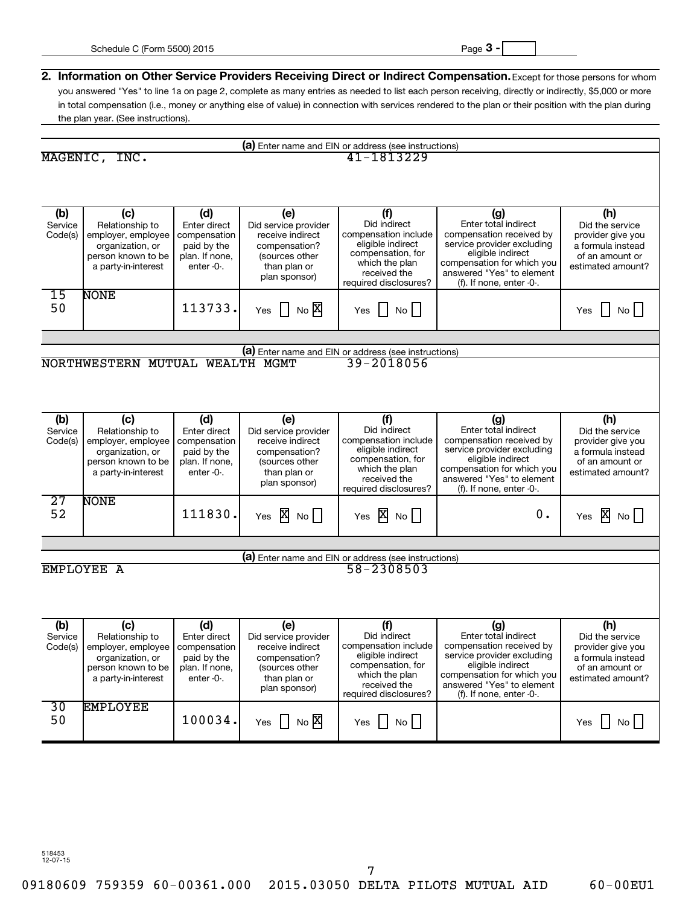**2. Information on Other Service Providers Receiving Direct or Indirect Compensation.** Except for those persons for whom you answered "Yes" to line 1a on page 2, complete as many entries as needed to list each person receiving, directly or indirectly, $5,000 or more in total compensation (i.e., money or anything else of value) in connection with services rendered to the plan or their position with the plan during the plan year. (See instructions).

**(a)** Enter name and EIN or address (see instructions)

MAGENIC, INC. 41-1813229

| (b) Service Code(s) | (c) Relationship to employer, employee organization, or person known to be a party-in-interest | (d) Enter direct compensation paid by the plan. If none, enter -0-. | (e) Did service provider receive indirect compensation? (sources other than plan or plan sponsor) | (f) Did indirect compensation include eligible indirect compensation, for which the plan received the required disclosures? | (g) Enter total indirect compensation received by service provider excluding eligible indirect compensation for which you answered "Yes" to element (f). If none, enter -0-. | (h) Did the service provider give you a formula instead of an amount or estimated amount? |
|---|---|---|---|---|---|---|
| 15 50 | NONE | 113733. | Yes [ ] No [X] | Yes [ ] No [ ] | | Yes [ ] No [ ] |

**(a)** Enter name and EIN or address (see instructions)

NORTHWESTERN MUTUAL WEALTH MGMT 39-2018056

| (b) Service Code(s) | (c) Relationship to employer, employee organization, or person known to be a party-in-interest | (d) Enter direct compensation paid by the plan. If none, enter -0-. | (e) Did service provider receive indirect compensation? (sources other than plan or plan sponsor) | (f) Did indirect compensation include eligible indirect compensation, for which the plan received the required disclosures? | (g) Enter total indirect compensation received by service provider excluding eligible indirect compensation for which you answered "Yes" to element (f). If none, enter -0-. | (h) Did the service provider give you a formula instead of an amount or estimated amount? |
|---|---|---|---|---|---|---|
| 27 52 | NONE | 111830. | Yes [X] No [ ] | Yes [X] No [ ] | 0. | Yes [X] No [ ] |

**(a)** Enter name and EIN or address (see instructions)

EMPLOYEE A 58-2308503

| (b) Service Code(s) | (c) Relationship to employer, employee organization, or person known to be a party-in-interest | (d) Enter direct compensation paid by the plan. If none, enter -0-. | (e) Did service provider receive indirect compensation? (sources other than plan or plan sponsor) | (f) Did indirect compensation include eligible indirect compensation, for which the plan received the required disclosures? | (g) Enter total indirect compensation received by service provider excluding eligible indirect compensation for which you answered "Yes" to element (f). If none, enter -0-. | (h) Did the service provider give you a formula instead of an amount or estimated amount? |
|---|---|---|---|---|---|---|
| 30 50 | EMPLOYEE | 100034. | Yes [ ] No [X] | Yes [ ] No [ ] | | Yes [ ] No [ ] |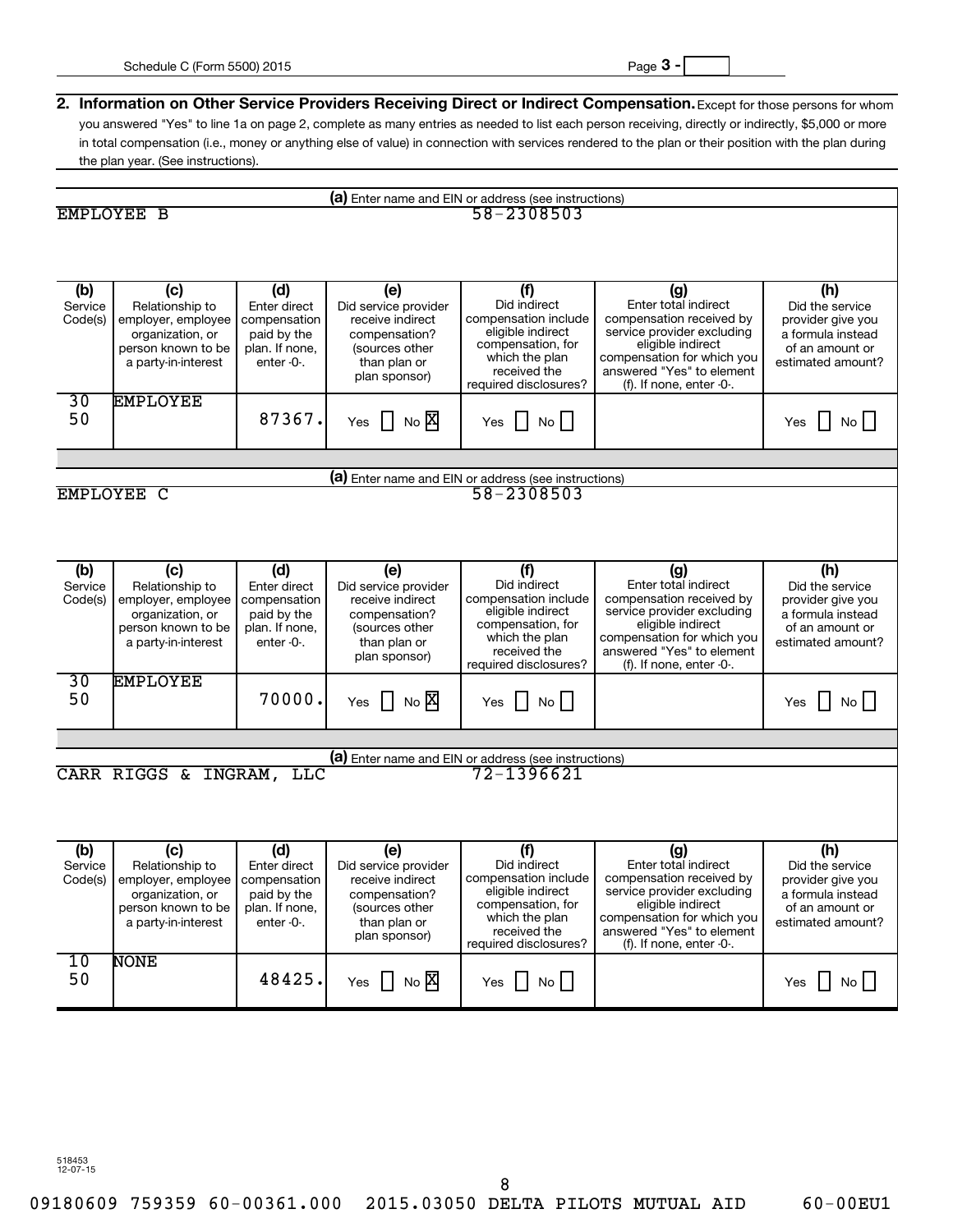**2. Information on Other Service Providers Receiving Direct or Indirect Compensation.** Except for those persons for whom you answered "Yes" to line 1a on page 2, complete as many entries as needed to list each person receiving, directly or indirectly, $5,000 or more in total compensation (i.e., money or anything else of value) in connection with services rendered to the plan or their position with the plan during the plan year. (See instructions).

**(a)** Enter name and EIN or address (see instructions)

EMPLOYEE B — 58-2308503

| (b) Service Code(s) | (c) Relationship to employer, employee organization, or person known to be a party-in-interest | (d) Enter direct compensation paid by the plan. If none, enter -0-. | (e) Did service provider receive indirect compensation? (sources other than plan or plan sponsor) | (f) Did indirect compensation include eligible indirect compensation, for which the plan received the required disclosures? | (g) Enter total indirect compensation received by service provider excluding eligible indirect compensation for which you answered "Yes" to element (f). If none, enter -0-. | (h) Did the service provider give you a formula instead of an amount or estimated amount? |
|---|---|---|---|---|---|---|
| 30 50 | EMPLOYEE | 87367. | Yes [ ] No [X] | Yes [ ] No [ ] | | Yes [ ] No [ ] |

**(a)** Enter name and EIN or address (see instructions)

EMPLOYEE C — 58-2308503

| (b) Service Code(s) | (c) Relationship to employer, employee organization, or person known to be a party-in-interest | (d) Enter direct compensation paid by the plan. If none, enter -0-. | (e) Did service provider receive indirect compensation? (sources other than plan or plan sponsor) | (f) Did indirect compensation include eligible indirect compensation, for which the plan received the required disclosures? | (g) Enter total indirect compensation received by service provider excluding eligible indirect compensation for which you answered "Yes" to element (f). If none, enter -0-. | (h) Did the service provider give you a formula instead of an amount or estimated amount? |
|---|---|---|---|---|---|---|
| 30 50 | EMPLOYEE | 70000. | Yes [ ] No [X] | Yes [ ] No [ ] | | Yes [ ] No [ ] |

**(a)** Enter name and EIN or address (see instructions)

CARR RIGGS & INGRAM, LLC — 72-1396621

| (b) Service Code(s) | (c) Relationship to employer, employee organization, or person known to be a party-in-interest | (d) Enter direct compensation paid by the plan. If none, enter -0-. | (e) Did service provider receive indirect compensation? (sources other than plan or plan sponsor) | (f) Did indirect compensation include eligible indirect compensation, for which the plan received the required disclosures? | (g) Enter total indirect compensation received by service provider excluding eligible indirect compensation for which you answered "Yes" to element (f). If none, enter -0-. | (h) Did the service provider give you a formula instead of an amount or estimated amount? |
|---|---|---|---|---|---|---|
| 10 50 | NONE | 48425. | Yes [ ] No [X] | Yes [ ] No [ ] | | Yes [ ] No [ ] |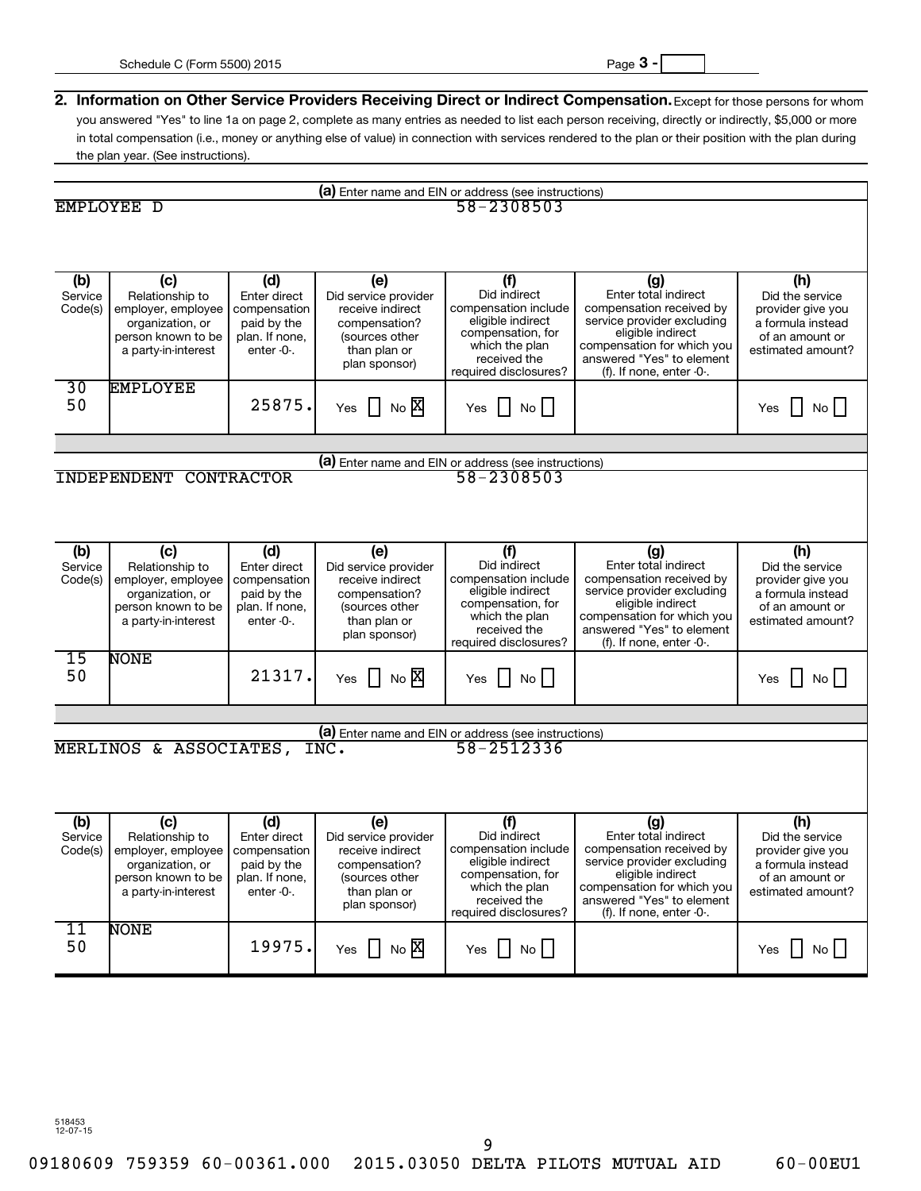**2. Information on Other Service Providers Receiving Direct or Indirect Compensation.** Except for those persons for whom you answered "Yes" to line 1a on page 2, complete as many entries as needed to list each person receiving, directly or indirectly, $5,000 or more in total compensation (i.e., money or anything else of value) in connection with services rendered to the plan or their position with the plan during the plan year. (See instructions).

**(a)** Enter name and EIN or address (see instructions)

EMPLOYEE D 58-2308503

| (b) Service Code(s) | (c) Relationship to employer, employee organization, or person known to be a party-in-interest | (d) Enter direct compensation paid by the plan. If none, enter -0-. | (e) Did service provider receive indirect compensation? (sources other than plan or plan sponsor) | (f) Did indirect compensation include eligible indirect compensation, for which the plan received the required disclosures? | (g) Enter total indirect compensation received by service provider excluding eligible indirect compensation for which you answered "Yes" to element (f). If none, enter -0-. | (h) Did the service provider give you a formula instead of an amount or estimated amount? |
|---|---|---|---|---|---|---|
| 30 50 | EMPLOYEE | 25875. | Yes [ ] No [X] | Yes [ ] No [ ] | | Yes [ ] No [ ] |

**(a)** Enter name and EIN or address (see instructions)

INDEPENDENT CONTRACTOR 58-2308503

| (b) Service Code(s) | (c) Relationship to employer, employee organization, or person known to be a party-in-interest | (d) Enter direct compensation paid by the plan. If none, enter -0-. | (e) Did service provider receive indirect compensation? (sources other than plan or plan sponsor) | (f) Did indirect compensation include eligible indirect compensation, for which the plan received the required disclosures? | (g) Enter total indirect compensation received by service provider excluding eligible indirect compensation for which you answered "Yes" to element (f). If none, enter -0-. | (h) Did the service provider give you a formula instead of an amount or estimated amount? |
|---|---|---|---|---|---|---|
| 15 50 | NONE | 21317. | Yes [ ] No [X] | Yes [ ] No [ ] | | Yes [ ] No [ ] |

**(a)** Enter name and EIN or address (see instructions)

MERLINOS & ASSOCIATES, INC. 58-2512336

| (b) Service Code(s) | (c) Relationship to employer, employee organization, or person known to be a party-in-interest | (d) Enter direct compensation paid by the plan. If none, enter -0-. | (e) Did service provider receive indirect compensation? (sources other than plan or plan sponsor) | (f) Did indirect compensation include eligible indirect compensation, for which the plan received the required disclosures? | (g) Enter total indirect compensation received by service provider excluding eligible indirect compensation for which you answered "Yes" to element (f). If none, enter -0-. | (h) Did the service provider give you a formula instead of an amount or estimated amount? |
|---|---|---|---|---|---|---|
| 11 50 | NONE | 19975. | Yes [ ] No [X] | Yes [ ] No [ ] | | Yes [ ] No [ ] |

518453 12-07-15

09180609 759359 60-00361.000 2015.03050 DELTA PILOTS MUTUAL AID 60-00EU1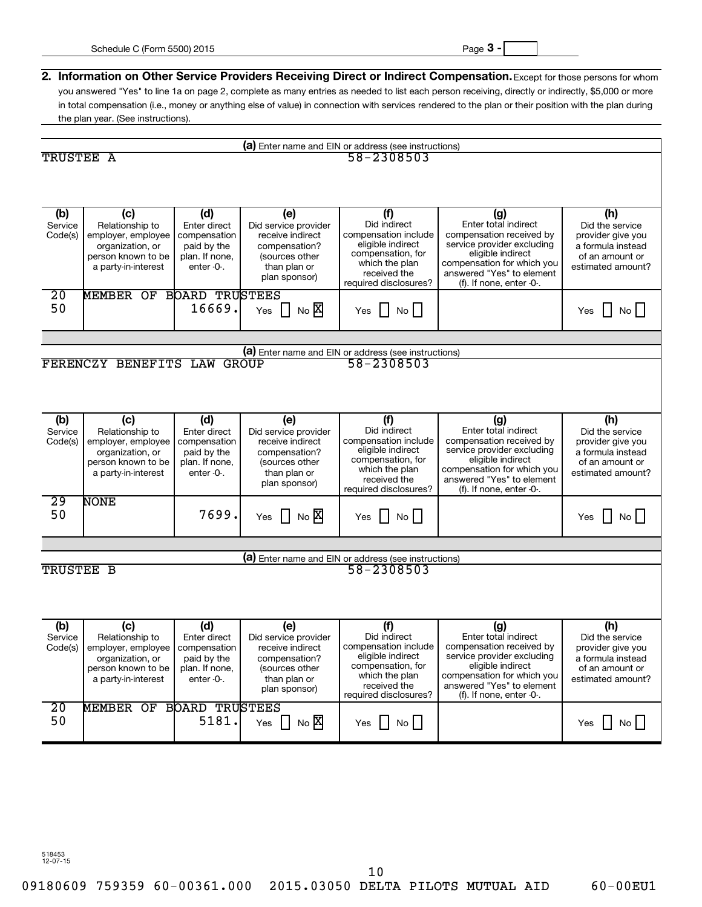Schedule C (Form 5500) 2015

**2. Information on Other Service Providers Receiving Direct or Indirect Compensation.** Except for those persons for whom you answered "Yes" to line 1a on page 2, complete as many entries as needed to list each person receiving, directly or indirectly, $5,000 or more in total compensation (i.e., money or anything else of value) in connection with services rendered to the plan or their position with the plan during the plan year. (See instructions).

**(a)** Enter name and EIN or address (see instructions)

TRUSTEE A — 58-2308503

| (b) Service Code(s) | (c) Relationship to employer, employee organization, or person known to be a party-in-interest | (d) Enter direct compensation paid by the plan. If none, enter -0-. | (e) Did service provider receive indirect compensation? (sources other than plan or plan sponsor) | (f) Did indirect compensation include eligible indirect compensation, for which the plan received the required disclosures? | (g) Enter total indirect compensation received by service provider excluding eligible indirect compensation for which you answered "Yes" to element (f). If none, enter -0-. | (h) Did the service provider give you a formula instead of an amount or estimated amount? |
|---|---|---|---|---|---|---|
| 20 50 | MEMBER OF BOARD TRUSTEES | 16669. | Yes [ ] No [X] | Yes [ ] No [ ] | | Yes [ ] No [ ] |

**(a)** Enter name and EIN or address (see instructions)

FERENCZY BENEFITS LAW GROUP — 58-2308503

| (b) Service Code(s) | (c) Relationship to employer, employee organization, or person known to be a party-in-interest | (d) Enter direct compensation paid by the plan. If none, enter -0-. | (e) Did service provider receive indirect compensation? (sources other than plan or plan sponsor) | (f) Did indirect compensation include eligible indirect compensation, for which the plan received the required disclosures? | (g) Enter total indirect compensation received by service provider excluding eligible indirect compensation for which you answered "Yes" to element (f). If none, enter -0-. | (h) Did the service provider give you a formula instead of an amount or estimated amount? |
|---|---|---|---|---|---|---|
| 29 50 | NONE | 7699. | Yes [ ] No [X] | Yes [ ] No [ ] | | Yes [ ] No [ ] |

**(a)** Enter name and EIN or address (see instructions)

TRUSTEE B — 58-2308503

| (b) Service Code(s) | (c) Relationship to employer, employee organization, or person known to be a party-in-interest | (d) Enter direct compensation paid by the plan. If none, enter -0-. | (e) Did service provider receive indirect compensation? (sources other than plan or plan sponsor) | (f) Did indirect compensation include eligible indirect compensation, for which the plan received the required disclosures? | (g) Enter total indirect compensation received by service provider excluding eligible indirect compensation for which you answered "Yes" to element (f). If none, enter -0-. | (h) Did the service provider give you a formula instead of an amount or estimated amount? |
|---|---|---|---|---|---|---|
| 20 50 | MEMBER OF BOARD TRUSTEES | 5181. | Yes [ ] No [X] | Yes [ ] No [ ] | | Yes [ ] No [ ] |

518453 12-07-15

09180609 759359 60-00361.000 2015.03050 DELTA PILOTS MUTUAL AID 60-00EU1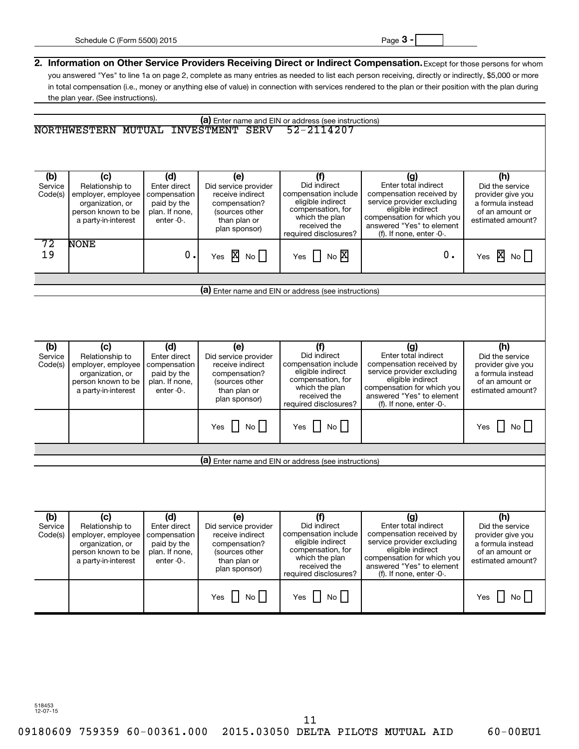Schedule C (Form 5500) 2015

**2. Information on Other Service Providers Receiving Direct or Indirect Compensation.** Except for those persons for whom you answered "Yes" to line 1a on page 2, complete as many entries as needed to list each person receiving, directly or indirectly, $5,000 or more in total compensation (i.e., money or anything else of value) in connection with services rendered to the plan or their position with the plan during the plan year. (See instructions).

**(a)** Enter name and EIN or address (see instructions)

NORTHWESTERN MUTUAL INVESTMENT SERV 52-2114207

| (b) Service Code(s) | (c) Relationship to employer, employee organization, or person known to be a party-in-interest | (d) Enter direct compensation paid by the plan. If none, enter -0-. | (e) Did service provider receive indirect compensation? (sources other than plan or plan sponsor) | (f) Did indirect compensation include eligible indirect compensation, for which the plan received the required disclosures? | (g) Enter total indirect compensation received by service provider excluding eligible indirect compensation for which you answered "Yes" to element (f). If none, enter -0-. | (h) Did the service provider give you a formula instead of an amount or estimated amount? |
|---|---|---|---|---|---|---|
| 72 19 | NONE | 0. | Yes [X] No [ ] | Yes [ ] No [X] | 0. | Yes [X] No [ ] |

**(a)** Enter name and EIN or address (see instructions)

| (b) Service Code(s) | (c) Relationship to employer, employee organization, or person known to be a party-in-interest | (d) Enter direct compensation paid by the plan. If none, enter -0-. | (e) Did service provider receive indirect compensation? (sources other than plan or plan sponsor) | (f) Did indirect compensation include eligible indirect compensation, for which the plan received the required disclosures? | (g) Enter total indirect compensation received by service provider excluding eligible indirect compensation for which you answered "Yes" to element (f). If none, enter -0-. | (h) Did the service provider give you a formula instead of an amount or estimated amount? |
|---|---|---|---|---|---|---|
| | | | Yes [ ] No [ ] | Yes [ ] No [ ] | | Yes [ ] No [ ] |

**(a)** Enter name and EIN or address (see instructions)

| (b) Service Code(s) | (c) Relationship to employer, employee organization, or person known to be a party-in-interest | (d) Enter direct compensation paid by the plan. If none, enter -0-. | (e) Did service provider receive indirect compensation? (sources other than plan or plan sponsor) | (f) Did indirect compensation include eligible indirect compensation, for which the plan received the required disclosures? | (g) Enter total indirect compensation received by service provider excluding eligible indirect compensation for which you answered "Yes" to element (f). If none, enter -0-. | (h) Did the service provider give you a formula instead of an amount or estimated amount? |
|---|---|---|---|---|---|---|
| | | | Yes [ ] No [ ] | Yes [ ] No [ ] | | Yes [ ] No [ ] |

518453
12-07-15

09180609 759359 60-00361.000 2015.03050 DELTA PILOTS MUTUAL AID 60-00EU1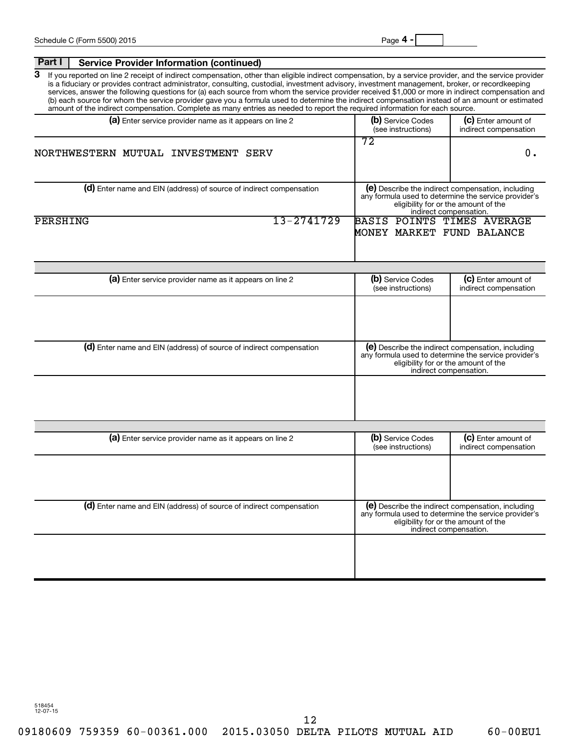Schedule C (Form 5500) 2015 Page **4 -**

## Part I Service Provider Information (continued)

**3** If you reported on line 2 receipt of indirect compensation, other than eligible indirect compensation, by a service provider, and the service provider is a fiduciary or provides contract administrator, consulting, custodial, investment advisory, investment management, broker, or recordkeeping services, answer the following questions for (a) each source from whom the service provider received $1,000 or more in indirect compensation and (b) each source for whom the service provider gave you a formula used to determine the indirect compensation instead of an amount or estimated amount of the indirect compensation. Complete as many entries as needed to report the required information for each source.

| **(a)** Enter service provider name as it appears on line 2 | **(b)** Service Codes (see instructions) | **(c)** Enter amount of indirect compensation |
|---|---|---|
| NORTHWESTERN MUTUAL INVESTMENT SERV | 72 | 0. |

| **(d)** Enter name and EIN (address) of source of indirect compensation | **(e)** Describe the indirect compensation, including any formula used to determine the service provider's eligibility for or the amount of the indirect compensation. |
|---|---|
| PERSHING 13-2741729 | BASIS POINTS TIMES AVERAGE MONEY MARKET FUND BALANCE |

| **(a)** Enter service provider name as it appears on line 2 | **(b)** Service Codes (see instructions) | **(c)** Enter amount of indirect compensation |
|---|---|---|
| | | |

| **(d)** Enter name and EIN (address) of source of indirect compensation | **(e)** Describe the indirect compensation, including any formula used to determine the service provider's eligibility for or the amount of the indirect compensation. |
|---|---|
| | |

| **(a)** Enter service provider name as it appears on line 2 | **(b)** Service Codes (see instructions) | **(c)** Enter amount of indirect compensation |
|---|---|---|
| | | |

| **(d)** Enter name and EIN (address) of source of indirect compensation | **(e)** Describe the indirect compensation, including any formula used to determine the service provider's eligibility for or the amount of the indirect compensation. |
|---|---|
| | |

518454
12-07-15

09180609 759359 60-00361.000 2015.03050 DELTA PILOTS MUTUAL AID 60-00EU1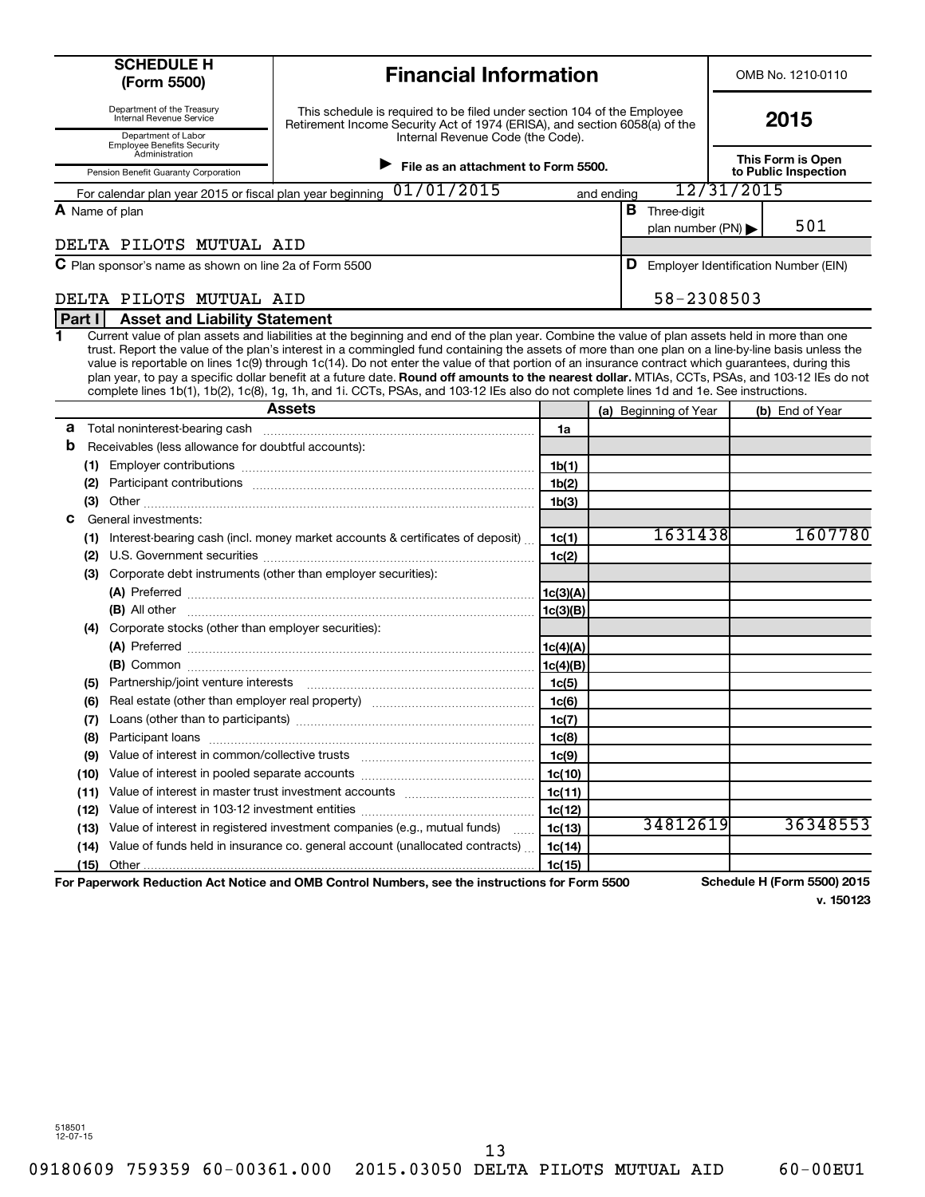| **SCHEDULE H (Form 5500)** | **Financial Information** | OMB No. 1210-0110 |
|---|---|---|
| Department of the Treasury Internal Revenue Service<br>Department of Labor Employee Benefits Security Administration<br>Pension Benefit Guaranty Corporation | This schedule is required to be filed under section 104 of the Employee Retirement Income Security Act of 1974 (ERISA), and section 6058(a) of the Internal Revenue Code (the Code).<br>▶ **File as an attachment to Form 5500.** | **2015**<br>**This Form is Open to Public Inspection** |

For calendar plan year 2015 or fiscal plan year beginning 01/01/2015 and ending 12/31/2015

**A** Name of plan

DELTA PILOTS MUTUAL AID

**B** Three-digit plan number (PN) ▶ 501

**C** Plan sponsor's name as shown on line 2a of Form 5500

DELTA PILOTS MUTUAL AID

**D** Employer Identification Number (EIN)

58-2308503

## Part I Asset and Liability Statement

**1** Current value of plan assets and liabilities at the beginning and end of the plan year. Combine the value of plan assets held in more than one trust. Report the value of the plan's interest in a commingled fund containing the assets of more than one plan on a line-by-line basis unless the value is reportable on lines 1c(9) through 1c(14). Do not enter the value of that portion of an insurance contract which guarantees, during this plan year, to pay a specific dollar benefit at a future date. **Round off amounts to the nearest dollar.** MTIAs, CCTs, PSAs, and 103-12 IEs do not complete lines 1b(1), 1b(2), 1c(8), 1g, 1h, and 1i. CCTs, PSAs, and 103-12 IEs also do not complete lines 1d and 1e. See instructions.

| **Assets** | | (a) Beginning of Year | (b) End of Year |
|---|---|---|---|
| **a** Total noninterest-bearing cash | 1a | | |
| **b** Receivables (less allowance for doubtful accounts): | | | |
| (1) Employer contributions | 1b(1) | | |
| (2) Participant contributions | 1b(2) | | |
| (3) Other | 1b(3) | | |
| **c** General investments: | | | |
| (1) Interest-bearing cash (incl. money market accounts & certificates of deposit) | 1c(1) | 1631438 | 1607780 |
| (2) U.S. Government securities | 1c(2) | | |
| (3) Corporate debt instruments (other than employer securities): | | | |
| (A) Preferred | 1c(3)(A) | | |
| (B) All other | 1c(3)(B) | | |
| (4) Corporate stocks (other than employer securities): | | | |
| (A) Preferred | 1c(4)(A) | | |
| (B) Common | 1c(4)(B) | | |
| (5) Partnership/joint venture interests | 1c(5) | | |
| (6) Real estate (other than employer real property) | 1c(6) | | |
| (7) Loans (other than to participants) | 1c(7) | | |
| (8) Participant loans | 1c(8) | | |
| (9) Value of interest in common/collective trusts | 1c(9) | | |
| (10) Value of interest in pooled separate accounts | 1c(10) | | |
| (11) Value of interest in master trust investment accounts | 1c(11) | | |
| (12) Value of interest in 103-12 investment entities | 1c(12) | | |
| (13) Value of interest in registered investment companies (e.g., mutual funds) | 1c(13) | 34812619 | 36348553 |
| (14) Value of funds held in insurance co. general account (unallocated contracts) | 1c(14) | | |
| (15) Other | 1c(15) | | |

**For Paperwork Reduction Act Notice and OMB Control Numbers, see the instructions for Form 5500**

**Schedule H (Form 5500) 2015**

**v. 150123**

518501 12-07-15

09180609 759359 60-00361.000 2015.03050 DELTA PILOTS MUTUAL AID 60-00EU1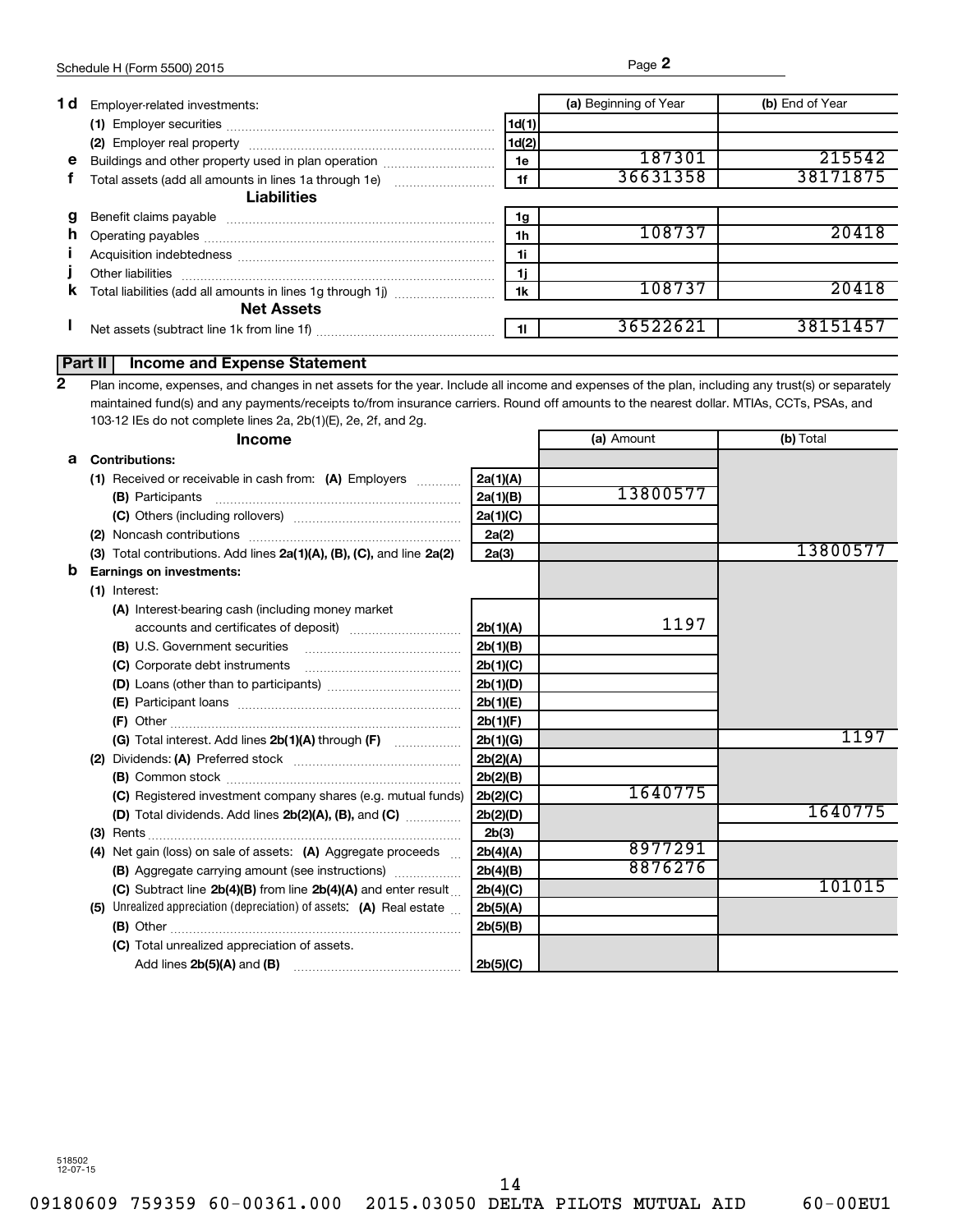| | | | (a) Beginning of Year | (b) End of Year |
|---|---|---|---|---|
| **1 d** | Employer-related investments: | | | |
| | **(1)** Employer securities | 1d(1) | | |
| | **(2)** Employer real property | 1d(2) | | |
| **e** | Buildings and other property used in plan operation | 1e | 187301 | 215542 |
| **f** | Total assets (add all amounts in lines 1a through 1e) | 1f | 36631358 | 38171875 |
| | **Liabilities** | | | |
| **g** | Benefit claims payable | 1g | | |
| **h** | Operating payables | 1h | 108737 | 20418 |
| **i** | Acquisition indebtedness | 1i | | |
| **j** | Other liabilities | 1j | | |
| **k** | Total liabilities (add all amounts in lines 1g through 1j) | 1k | 108737 | 20418 |
| | **Net Assets** | | | |
| **l** | Net assets (subtract line 1k from line 1f) | 1l | 36522621 | 38151457 |

## Part II Income and Expense Statement

**2** Plan income, expenses, and changes in net assets for the year. Include all income and expenses of the plan, including any trust(s) or separately maintained fund(s) and any payments/receipts to/from insurance carriers. Round off amounts to the nearest dollar. MTIAs, CCTs, PSAs, and 103-12 IEs do not complete lines 2a, 2b(1)(E), 2e, 2f, and 2g.

| | **Income** | | (a) Amount | (b) Total |
|---|---|---|---|---|
| **a** | **Contributions:** | | | |
| | **(1)** Received or receivable in cash from: **(A)** Employers | 2a(1)(A) | | |
| | **(B)** Participants | 2a(1)(B) | 13800577 | |
| | **(C)** Others (including rollovers) | 2a(1)(C) | | |
| | **(2)** Noncash contributions | 2a(2) | | |
| | **(3)** Total contributions. Add lines **2a(1)(A), (B), (C),** and line **2a(2)** | 2a(3) | | 13800577 |
| **b** | **Earnings on investments:** | | | |
| | **(1)** Interest: | | | |
| | **(A)** Interest-bearing cash (including money market accounts and certificates of deposit) | 2b(1)(A) | 1197 | |
| | **(B)** U.S. Government securities | 2b(1)(B) | | |
| | **(C)** Corporate debt instruments | 2b(1)(C) | | |
| | **(D)** Loans (other than to participants) | 2b(1)(D) | | |
| | **(E)** Participant loans | 2b(1)(E) | | |
| | **(F)** Other | 2b(1)(F) | | |
| | **(G)** Total interest. Add lines **2b(1)(A)** through **(F)** | 2b(1)(G) | | 1197 |
| | **(2)** Dividends: **(A)** Preferred stock | 2b(2)(A) | | |
| | **(B)** Common stock | 2b(2)(B) | | |
| | **(C)** Registered investment company shares (e.g. mutual funds) | 2b(2)(C) | 1640775 | |
| | **(D)** Total dividends. Add lines **2b(2)(A), (B),** and **(C)** | 2b(2)(D) | | 1640775 |
| | **(3)** Rents | 2b(3) | | |
| | **(4)** Net gain (loss) on sale of assets: **(A)** Aggregate proceeds | 2b(4)(A) | 8977291 | |
| | **(B)** Aggregate carrying amount (see instructions) | 2b(4)(B) | 8876276 | |
| | **(C)** Subtract line **2b(4)(B)** from line **2b(4)(A)** and enter result | 2b(4)(C) | | 101015 |
| | **(5)** Unrealized appreciation (depreciation) of assets: **(A)** Real estate | 2b(5)(A) | | |
| | **(B)** Other | 2b(5)(B) | | |
| | **(C)** Total unrealized appreciation of assets. Add lines **2b(5)(A)** and **(B)** | 2b(5)(C) | | |

518502
12-07-15

09180609 759359 60-00361.000 2015.03050 DELTA PILOTS MUTUAL AID 60-00EU1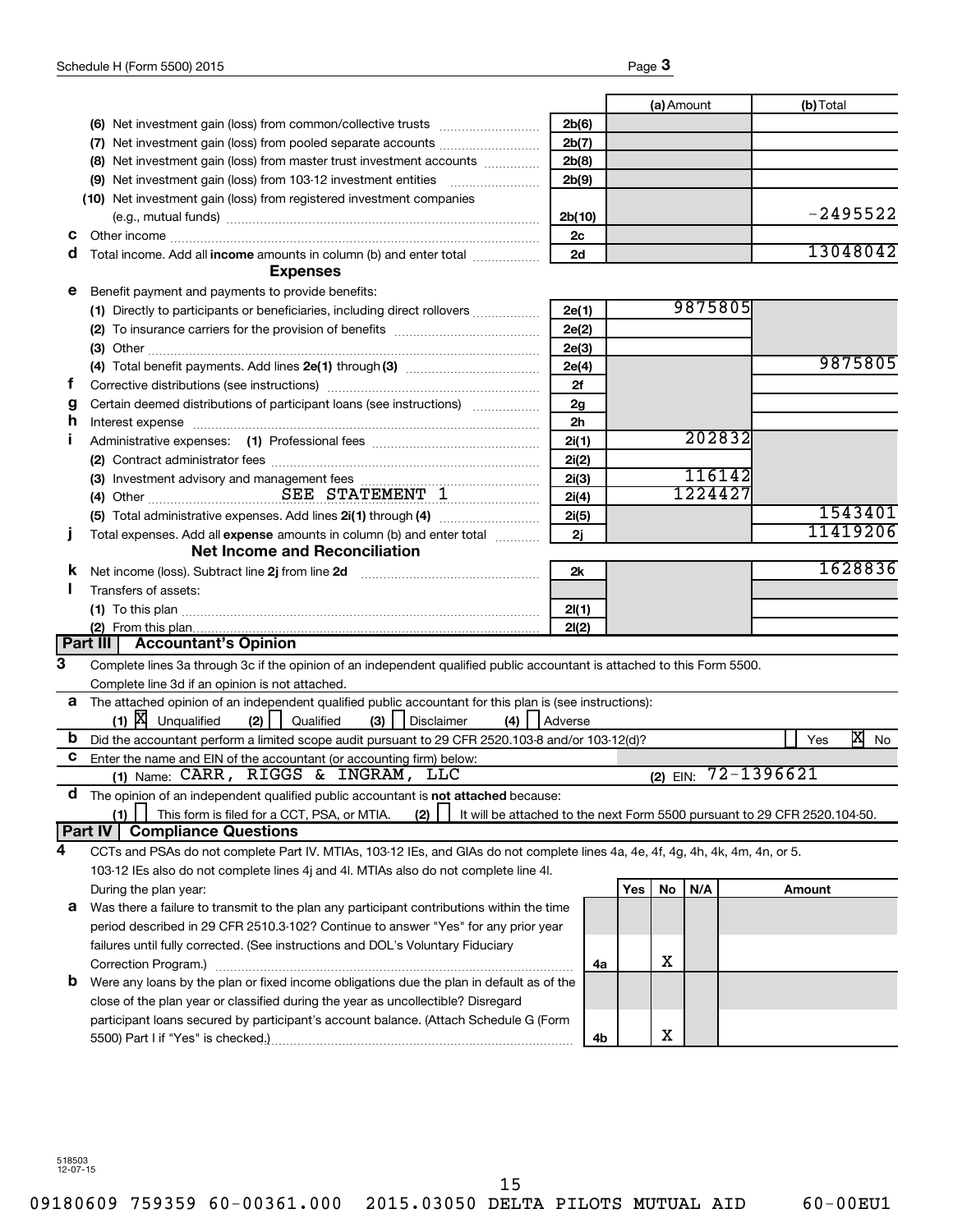| | | | (a) Amount | (b) Total |
|---|---|---|---|---|
| | (6) Net investment gain (loss) from common/collective trusts | 2b(6) | | |
| | (7) Net investment gain (loss) from pooled separate accounts | 2b(7) | | |
| | (8) Net investment gain (loss) from master trust investment accounts | 2b(8) | | |
| | (9) Net investment gain (loss) from 103-12 investment entities | 2b(9) | | |
| | (10) Net investment gain (loss) from registered investment companies (e.g., mutual funds) | 2b(10) | | -2495522 |
| c | Other income | 2c | | |
| d | Total income. Add all **income** amounts in column (b) and enter total | 2d | | 13048042 |
| | **Expenses** | | | |
| e | Benefit payment and payments to provide benefits: | | | |
| | (1) Directly to participants or beneficiaries, including direct rollovers | 2e(1) | 9875805 | |
| | (2) To insurance carriers for the provision of benefits | 2e(2) | | |
| | (3) Other | 2e(3) | | |
| | (4) Total benefit payments. Add lines 2e(1) through (3) | 2e(4) | | 9875805 |
| f | Corrective distributions (see instructions) | 2f | | |
| g | Certain deemed distributions of participant loans (see instructions) | 2g | | |
| h | Interest expense | 2h | | |
| i | Administrative expenses: (1) Professional fees | 2i(1) | 202832 | |
| | (2) Contract administrator fees | 2i(2) | | |
| | (3) Investment advisory and management fees | 2i(3) | 116142 | |
| | (4) Other SEE STATEMENT 1 | 2i(4) | 1224427 | |
| | (5) Total administrative expenses. Add lines 2i(1) through (4) | 2i(5) | | 1543401 |
| j | Total expenses. Add all **expense** amounts in column (b) and enter total | 2j | | 11419206 |
| | **Net Income and Reconciliation** | | | |
| k | Net income (loss). Subtract line 2j from line 2d | 2k | | 1628836 |
| l | Transfers of assets: | | | |
| | (1) To this plan | 2l(1) | | |
| | (2) From this plan | 2l(2) | | |

## Part III Accountant's Opinion

**3** Complete lines 3a through 3c if the opinion of an independent qualified public accountant is attached to this Form 5500. Complete line 3d if an opinion is not attached.

**a** The attached opinion of an independent qualified public accountant for this plan is (see instructions):
(1) [X] Unqualified (2) [ ] Qualified (3) [ ] Disclaimer (4) [ ] Adverse

**b** Did the accountant perform a limited scope audit pursuant to 29 CFR 2520.103-8 and/or 103-12(d)? [ ] Yes [X] No

**c** Enter the name and EIN of the accountant (or accounting firm) below:
(1) Name: CARR, RIGGS & INGRAM, LLC (2) EIN: 72-1396621

**d** The opinion of an independent qualified public accountant is **not attached** because:
(1) [ ] This form is filed for a CCT, PSA, or MTIA. (2) [ ] It will be attached to the next Form 5500 pursuant to 29 CFR 2520.104-50.

## Part IV Compliance Questions

**4** CCTs and PSAs do not complete Part IV. MTIAs, 103-12 IEs, and GIAs do not complete lines 4a, 4e, 4f, 4g, 4h, 4k, 4m, 4n, or 5. 103-12 IEs also do not complete lines 4j and 4l. MTIAs also do not complete line 4l.

| | During the plan year: | | Yes | No | N/A | Amount |
|---|---|---|---|---|---|---|
| a | Was there a failure to transmit to the plan any participant contributions within the time period described in 29 CFR 2510.3-102? Continue to answer "Yes" for any prior year failures until fully corrected. (See instructions and DOL's Voluntary Fiduciary Correction Program.) | 4a | | X | | |
| b | Were any loans by the plan or fixed income obligations due the plan in default as of the close of the plan year or classified during the year as uncollectible? Disregard participant loans secured by participant's account balance. (Attach Schedule G (Form 5500) Part I if "Yes" is checked.) | 4b | | X | | |

518503
12-07-15

09180609 759359 60-00361.000 2015.03050 DELTA PILOTS MUTUAL AID 60-00EU1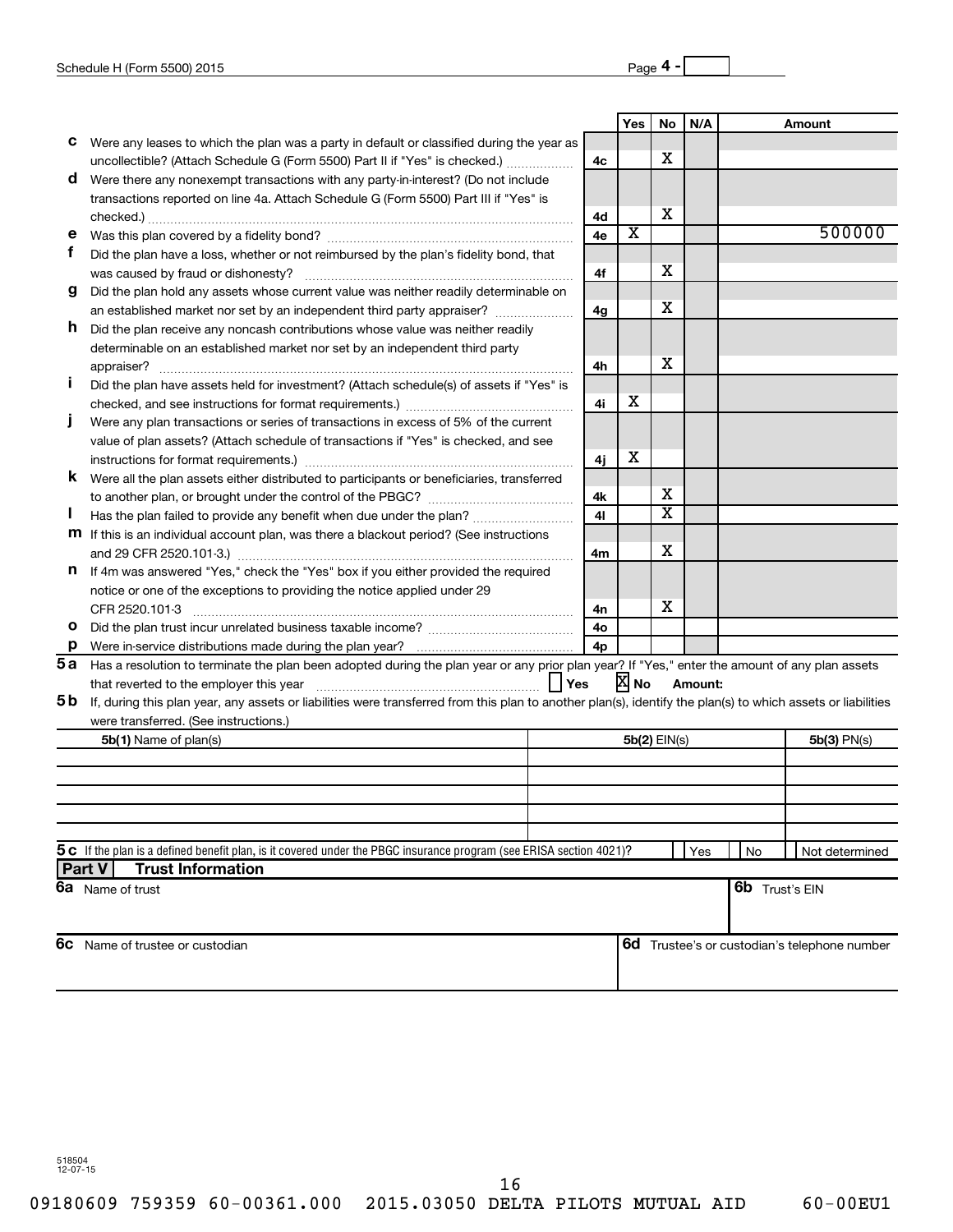Schedule H (Form 5500) 2015 Page **4** -

| | | | Yes | No | N/A | Amount |
|---|---|---|---|---|---|---|
| **c** | Were any leases to which the plan was a party in default or classified during the year as uncollectible? (Attach Schedule G (Form 5500) Part II if "Yes" is checked.) | 4c | | X | | |
| **d** | Were there any nonexempt transactions with any party-in-interest? (Do not include transactions reported on line 4a. Attach Schedule G (Form 5500) Part III if "Yes" is checked.) | 4d | | X | | |
| **e** | Was this plan covered by a fidelity bond? | 4e | X | | | 500000 |
| **f** | Did the plan have a loss, whether or not reimbursed by the plan's fidelity bond, that was caused by fraud or dishonesty? | 4f | | X | | |
| **g** | Did the plan hold any assets whose current value was neither readily determinable on an established market nor set by an independent third party appraiser? | 4g | | X | | |
| **h** | Did the plan receive any noncash contributions whose value was neither readily determinable on an established market nor set by an independent third party appraiser? | 4h | | X | | |
| **i** | Did the plan have assets held for investment? (Attach schedule(s) of assets if "Yes" is checked, and see instructions for format requirements.) | 4i | X | | | |
| **j** | Were any plan transactions or series of transactions in excess of 5% of the current value of plan assets? (Attach schedule of transactions if "Yes" is checked, and see instructions for format requirements.) | 4j | X | | | |
| **k** | Were all the plan assets either distributed to participants or beneficiaries, transferred to another plan, or brought under the control of the PBGC? | 4k | | X | | |
| **l** | Has the plan failed to provide any benefit when due under the plan? | 4l | | X | | |
| **m** | If this is an individual account plan, was there a blackout period? (See instructions and 29 CFR 2520.101-3.) | 4m | | X | | |
| **n** | If 4m was answered "Yes," check the "Yes" box if you either provided the required notice or one of the exceptions to providing the notice applied under 29 CFR 2520.101-3 | 4n | | X | | |
| **o** | Did the plan trust incur unrelated business taxable income? | 4o | | | | |
| **p** | Were in-service distributions made during the plan year? | 4p | | | | |

**5a** Has a resolution to terminate the plan been adopted during the plan year or any prior plan year? If "Yes," enter the amount of any plan assets that reverted to the employer this year ☐ Yes ☒ No Amount:

**5b** If, during this plan year, any assets or liabilities were transferred from this plan to another plan(s), identify the plan(s) to which assets or liabilities were transferred. (See instructions.)

| **5b(1)** Name of plan(s) | **5b(2)** EIN(s) | **5b(3)** PN(s) |
|---|---|---|
| | | |
| | | |
| | | |
| | | |

**5c** If the plan is a defined benefit plan, is it covered under the PBGC insurance program (see ERISA section 4021)? ☐ Yes ☐ No ☐ Not determined

## Part V Trust Information

| **6a** Name of trust | **6b** Trust's EIN |
|---|---|
| | |

| **6c** Name of trustee or custodian | **6d** Trustee's or custodian's telephone number |
|---|---|
| | |

518504
12-07-15

09180609 759359 60-00361.000 2015.03050 DELTA PILOTS MUTUAL AID 60-00EU1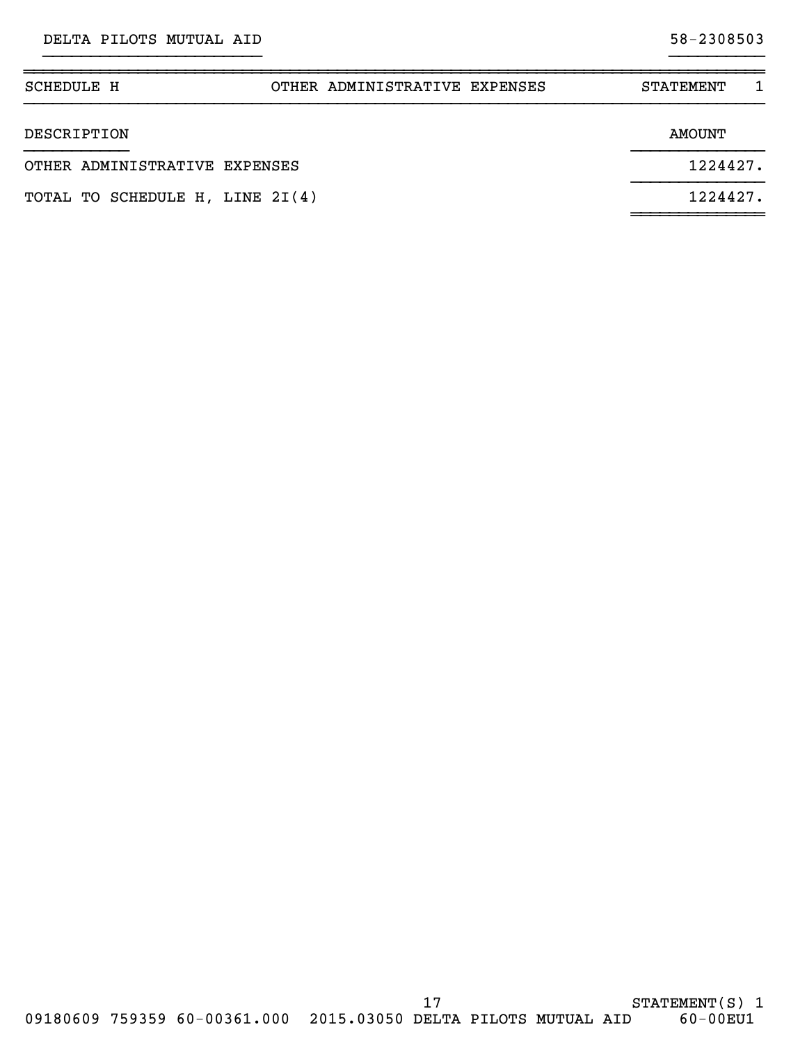DELTA PILOTS MUTUAL AID    58-2308503

| SCHEDULE H | OTHER ADMINISTRATIVE EXPENSES | STATEMENT 1 |
|---|---|---|

| DESCRIPTION | AMOUNT |
|---|---|
| OTHER ADMINISTRATIVE EXPENSES | 1224427. |
| TOTAL TO SCHEDULE H, LINE 2I(4) | 1224427. |

STATEMENT(S) 1

09180609 759359 60-00361.000 2015.03050 DELTA PILOTS MUTUAL AID 60-00EU1